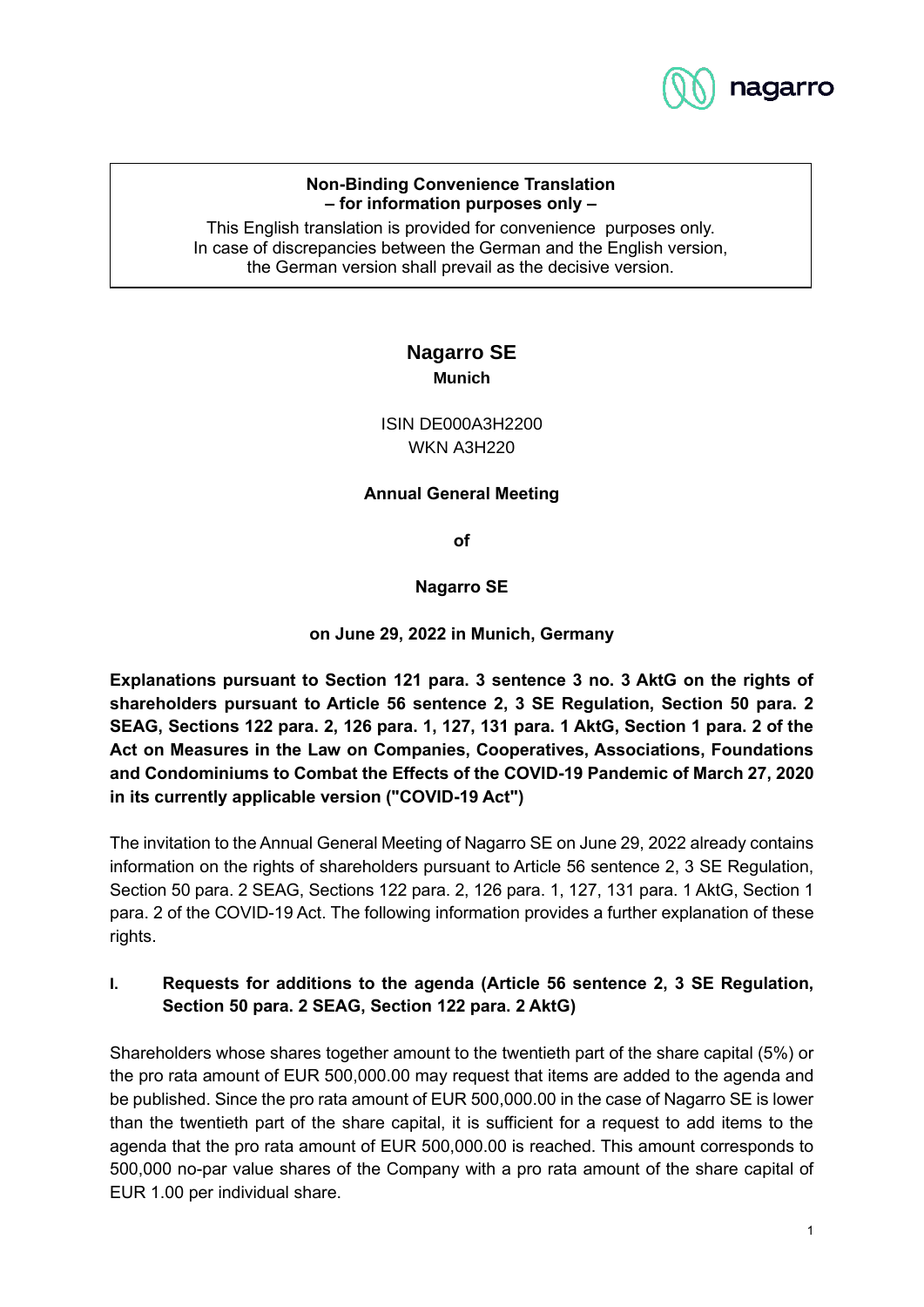**Non-Binding Convenience Translation**
**– for information purposes only –**

This English translation is provided for convenience purposes only.
In case of discrepancies between the German and the English version,
the German version shall prevail as the decisive version.

# Nagarro SE

**Munich**

ISIN DE000A3H2200
WKN A3H220

**Annual General Meeting**

**of**

**Nagarro SE**

**on June 29, 2022 in Munich, Germany**

**Explanations pursuant to Section 121 para. 3 sentence 3 no. 3 AktG on the rights of shareholders pursuant to Article 56 sentence 2, 3 SE Regulation, Section 50 para. 2 SEAG, Sections 122 para. 2, 126 para. 1, 127, 131 para. 1 AktG, Section 1 para. 2 of the Act on Measures in the Law on Companies, Cooperatives, Associations, Foundations and Condominiums to Combat the Effects of the COVID-19 Pandemic of March 27, 2020 in its currently applicable version ("COVID-19 Act")**

The invitation to the Annual General Meeting of Nagarro SE on June 29, 2022 already contains information on the rights of shareholders pursuant to Article 56 sentence 2, 3 SE Regulation, Section 50 para. 2 SEAG, Sections 122 para. 2, 126 para. 1, 127, 131 para. 1 AktG, Section 1 para. 2 of the COVID-19 Act. The following information provides a further explanation of these rights.

## I. Requests for additions to the agenda (Article 56 sentence 2, 3 SE Regulation, Section 50 para. 2 SEAG, Section 122 para. 2 AktG)

Shareholders whose shares together amount to the twentieth part of the share capital (5%) or the pro rata amount of EUR 500,000.00 may request that items are added to the agenda and be published. Since the pro rata amount of EUR 500,000.00 in the case of Nagarro SE is lower than the twentieth part of the share capital, it is sufficient for a request to add items to the agenda that the pro rata amount of EUR 500,000.00 is reached. This amount corresponds to 500,000 no-par value shares of the Company with a pro rata amount of the share capital of EUR 1.00 per individual share.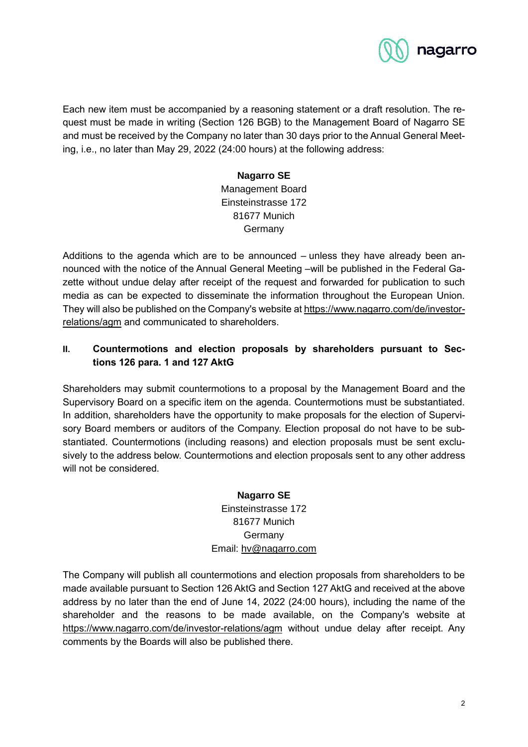Each new item must be accompanied by a reasoning statement or a draft resolution. The request must be made in writing (Section 126 BGB) to the Management Board of Nagarro SE and must be received by the Company no later than 30 days prior to the Annual General Meeting, i.e., no later than May 29, 2022 (24:00 hours) at the following address:

**Nagarro SE**
Management Board
Einsteinstrasse 172
81677 Munich
Germany

Additions to the agenda which are to be announced – unless they have already been announced with the notice of the Annual General Meeting –will be published in the Federal Gazette without undue delay after receipt of the request and forwarded for publication to such media as can be expected to disseminate the information throughout the European Union. They will also be published on the Company's website at https://www.nagarro.com/de/investor-relations/agm and communicated to shareholders.

## II. Countermotions and election proposals by shareholders pursuant to Sections 126 para. 1 and 127 AktG

Shareholders may submit countermotions to a proposal by the Management Board and the Supervisory Board on a specific item on the agenda. Countermotions must be substantiated. In addition, shareholders have the opportunity to make proposals for the election of Supervisory Board members or auditors of the Company. Election proposal do not have to be substantiated. Countermotions (including reasons) and election proposals must be sent exclusively to the address below. Countermotions and election proposals sent to any other address will not be considered.

**Nagarro SE**
Einsteinstrasse 172
81677 Munich
Germany
Email: hv@nagarro.com

The Company will publish all countermotions and election proposals from shareholders to be made available pursuant to Section 126 AktG and Section 127 AktG and received at the above address by no later than the end of June 14, 2022 (24:00 hours), including the name of the shareholder and the reasons to be made available, on the Company's website at https://www.nagarro.com/de/investor-relations/agm without undue delay after receipt. Any comments by the Boards will also be published there.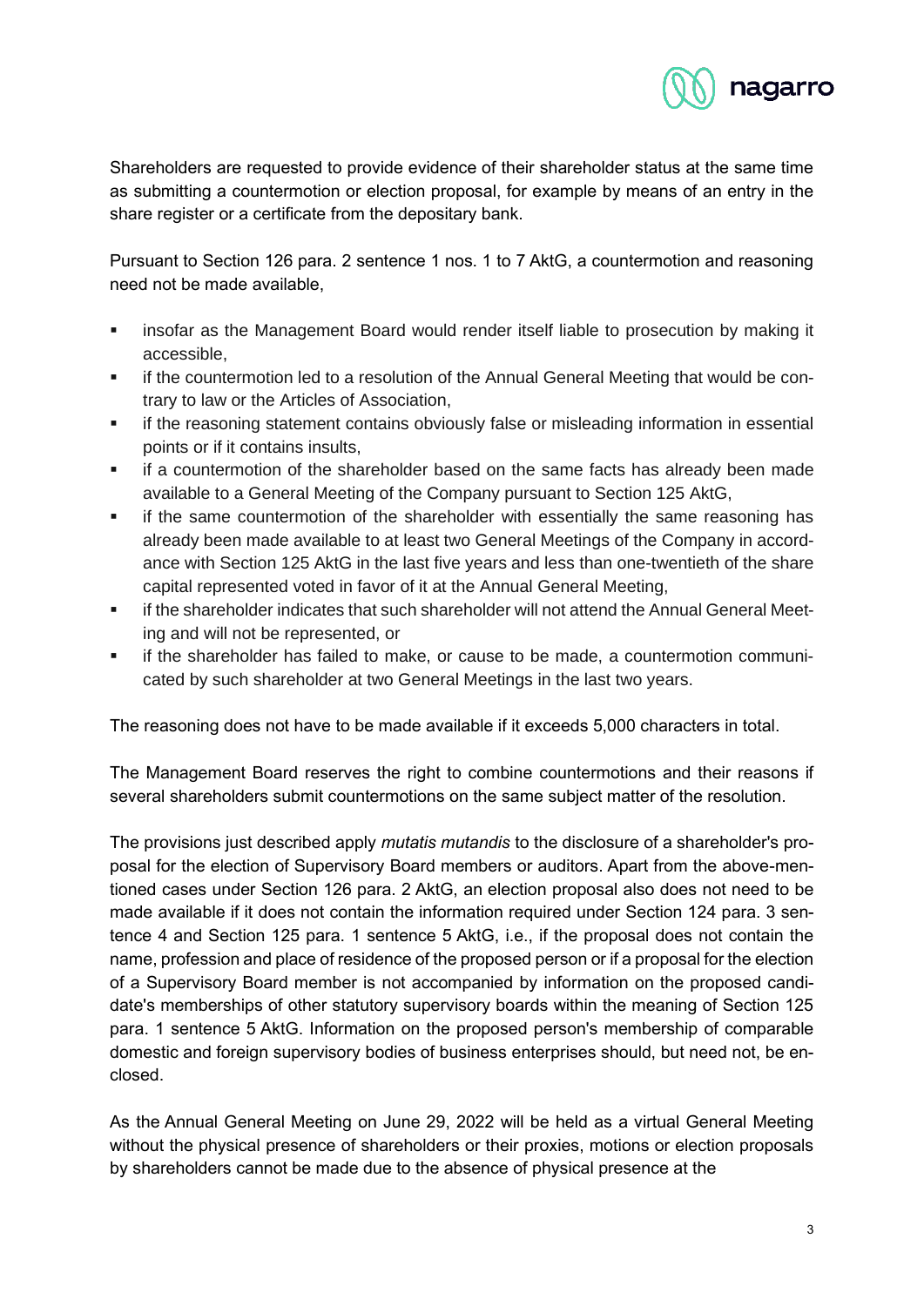Shareholders are requested to provide evidence of their shareholder status at the same time as submitting a countermotion or election proposal, for example by means of an entry in the share register or a certificate from the depositary bank.

Pursuant to Section 126 para. 2 sentence 1 nos. 1 to 7 AktG, a countermotion and reasoning need not be made available,

- insofar as the Management Board would render itself liable to prosecution by making it accessible,
- if the countermotion led to a resolution of the Annual General Meeting that would be contrary to law or the Articles of Association,
- if the reasoning statement contains obviously false or misleading information in essential points or if it contains insults,
- if a countermotion of the shareholder based on the same facts has already been made available to a General Meeting of the Company pursuant to Section 125 AktG,
- if the same countermotion of the shareholder with essentially the same reasoning has already been made available to at least two General Meetings of the Company in accordance with Section 125 AktG in the last five years and less than one-twentieth of the share capital represented voted in favor of it at the Annual General Meeting,
- if the shareholder indicates that such shareholder will not attend the Annual General Meeting and will not be represented, or
- if the shareholder has failed to make, or cause to be made, a countermotion communicated by such shareholder at two General Meetings in the last two years.

The reasoning does not have to be made available if it exceeds 5,000 characters in total.

The Management Board reserves the right to combine countermotions and their reasons if several shareholders submit countermotions on the same subject matter of the resolution.

The provisions just described apply *mutatis mutandis* to the disclosure of a shareholder's proposal for the election of Supervisory Board members or auditors. Apart from the above-mentioned cases under Section 126 para. 2 AktG, an election proposal also does not need to be made available if it does not contain the information required under Section 124 para. 3 sentence 4 and Section 125 para. 1 sentence 5 AktG, i.e., if the proposal does not contain the name, profession and place of residence of the proposed person or if a proposal for the election of a Supervisory Board member is not accompanied by information on the proposed candidate's memberships of other statutory supervisory boards within the meaning of Section 125 para. 1 sentence 5 AktG. Information on the proposed person's membership of comparable domestic and foreign supervisory bodies of business enterprises should, but need not, be enclosed.

As the Annual General Meeting on June 29, 2022 will be held as a virtual General Meeting without the physical presence of shareholders or their proxies, motions or election proposals by shareholders cannot be made due to the absence of physical presence at the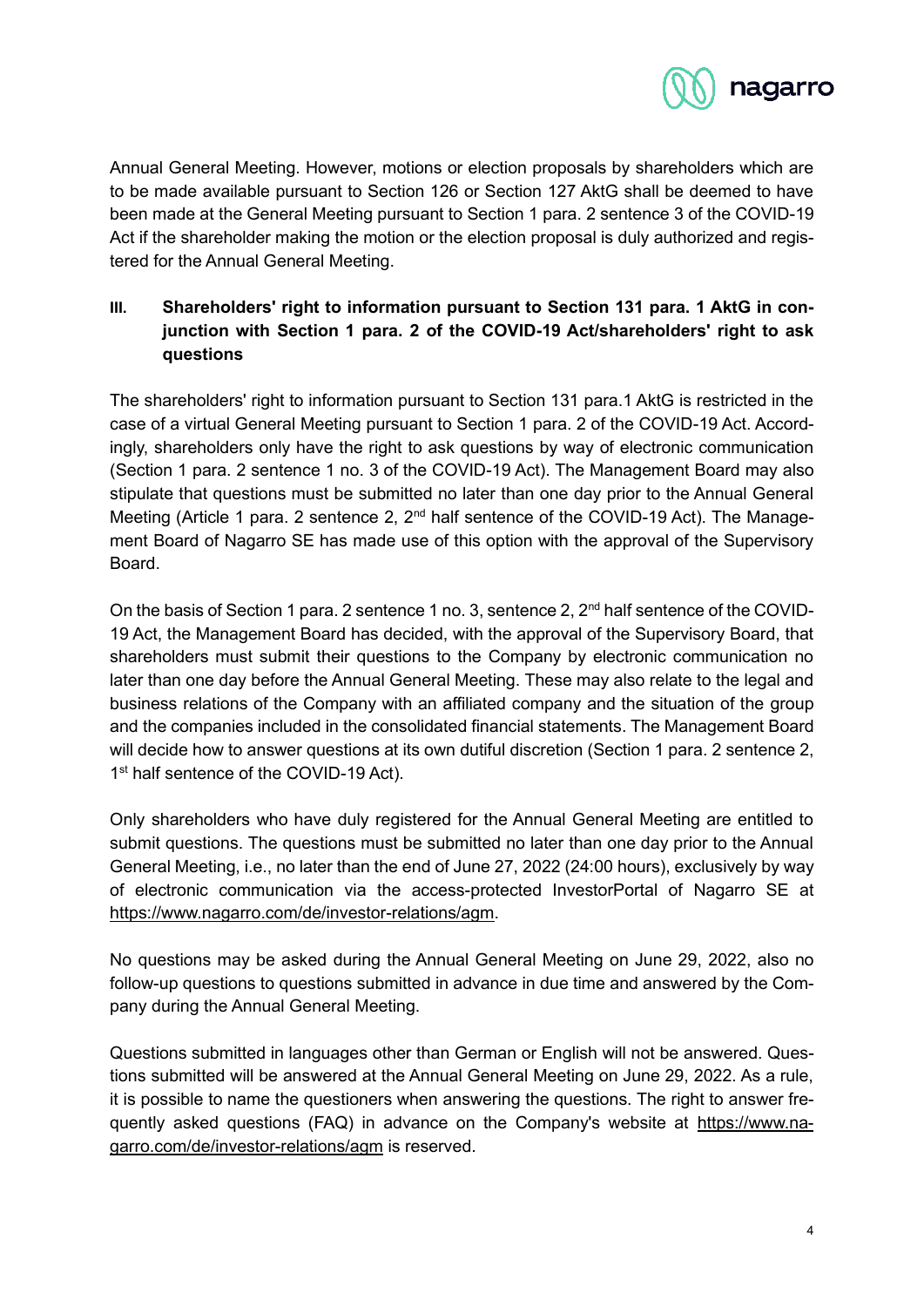Annual General Meeting. However, motions or election proposals by shareholders which are to be made available pursuant to Section 126 or Section 127 AktG shall be deemed to have been made at the General Meeting pursuant to Section 1 para. 2 sentence 3 of the COVID-19 Act if the shareholder making the motion or the election proposal is duly authorized and registered for the Annual General Meeting.

### III. Shareholders' right to information pursuant to Section 131 para. 1 AktG in conjunction with Section 1 para. 2 of the COVID-19 Act/shareholders' right to ask questions

The shareholders' right to information pursuant to Section 131 para.1 AktG is restricted in the case of a virtual General Meeting pursuant to Section 1 para. 2 of the COVID-19 Act. Accordingly, shareholders only have the right to ask questions by way of electronic communication (Section 1 para. 2 sentence 1 no. 3 of the COVID-19 Act). The Management Board may also stipulate that questions must be submitted no later than one day prior to the Annual General Meeting (Article 1 para. 2 sentence 2, 2nd half sentence of the COVID-19 Act). The Management Board of Nagarro SE has made use of this option with the approval of the Supervisory Board.

On the basis of Section 1 para. 2 sentence 1 no. 3, sentence 2, 2nd half sentence of the COVID-19 Act, the Management Board has decided, with the approval of the Supervisory Board, that shareholders must submit their questions to the Company by electronic communication no later than one day before the Annual General Meeting. These may also relate to the legal and business relations of the Company with an affiliated company and the situation of the group and the companies included in the consolidated financial statements. The Management Board will decide how to answer questions at its own dutiful discretion (Section 1 para. 2 sentence 2, 1st half sentence of the COVID-19 Act).

Only shareholders who have duly registered for the Annual General Meeting are entitled to submit questions. The questions must be submitted no later than one day prior to the Annual General Meeting, i.e., no later than the end of June 27, 2022 (24:00 hours), exclusively by way of electronic communication via the access-protected InvestorPortal of Nagarro SE at https://www.nagarro.com/de/investor-relations/agm.

No questions may be asked during the Annual General Meeting on June 29, 2022, also no follow-up questions to questions submitted in advance in due time and answered by the Company during the Annual General Meeting.

Questions submitted in languages other than German or English will not be answered. Questions submitted will be answered at the Annual General Meeting on June 29, 2022. As a rule, it is possible to name the questioners when answering the questions. The right to answer frequently asked questions (FAQ) in advance on the Company's website at https://www.nagarro.com/de/investor-relations/agm is reserved.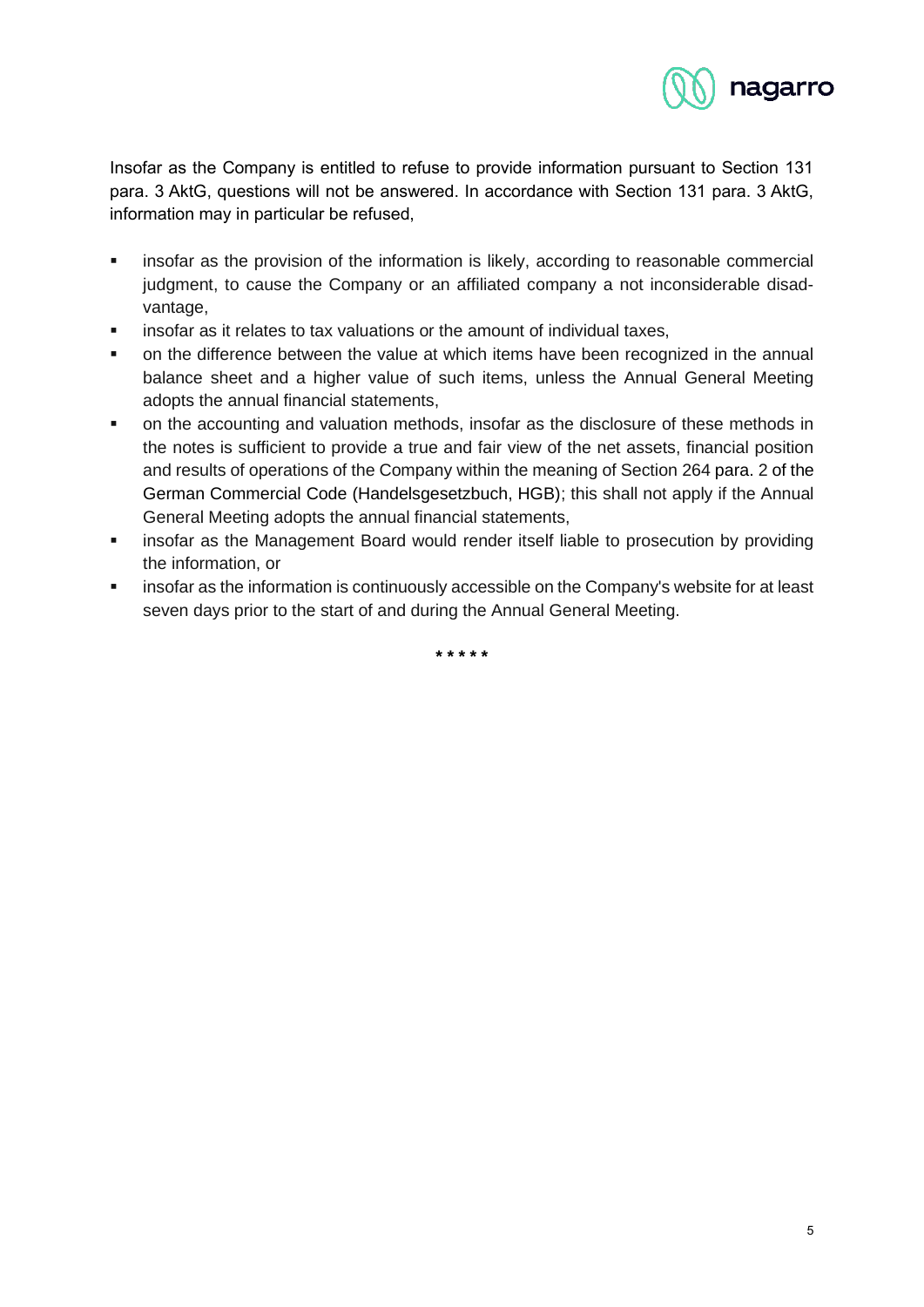Insofar as the Company is entitled to refuse to provide information pursuant to Section 131 para. 3 AktG, questions will not be answered. In accordance with Section 131 para. 3 AktG, information may in particular be refused,

- insofar as the provision of the information is likely, according to reasonable commercial judgment, to cause the Company or an affiliated company a not inconsiderable disadvantage,
- insofar as it relates to tax valuations or the amount of individual taxes,
- on the difference between the value at which items have been recognized in the annual balance sheet and a higher value of such items, unless the Annual General Meeting adopts the annual financial statements,
- on the accounting and valuation methods, insofar as the disclosure of these methods in the notes is sufficient to provide a true and fair view of the net assets, financial position and results of operations of the Company within the meaning of Section 264 para. 2 of the German Commercial Code (Handelsgesetzbuch, HGB); this shall not apply if the Annual General Meeting adopts the annual financial statements,
- insofar as the Management Board would render itself liable to prosecution by providing the information, or
- insofar as the information is continuously accessible on the Company's website for at least seven days prior to the start of and during the Annual General Meeting.

\* \* \* \* \*